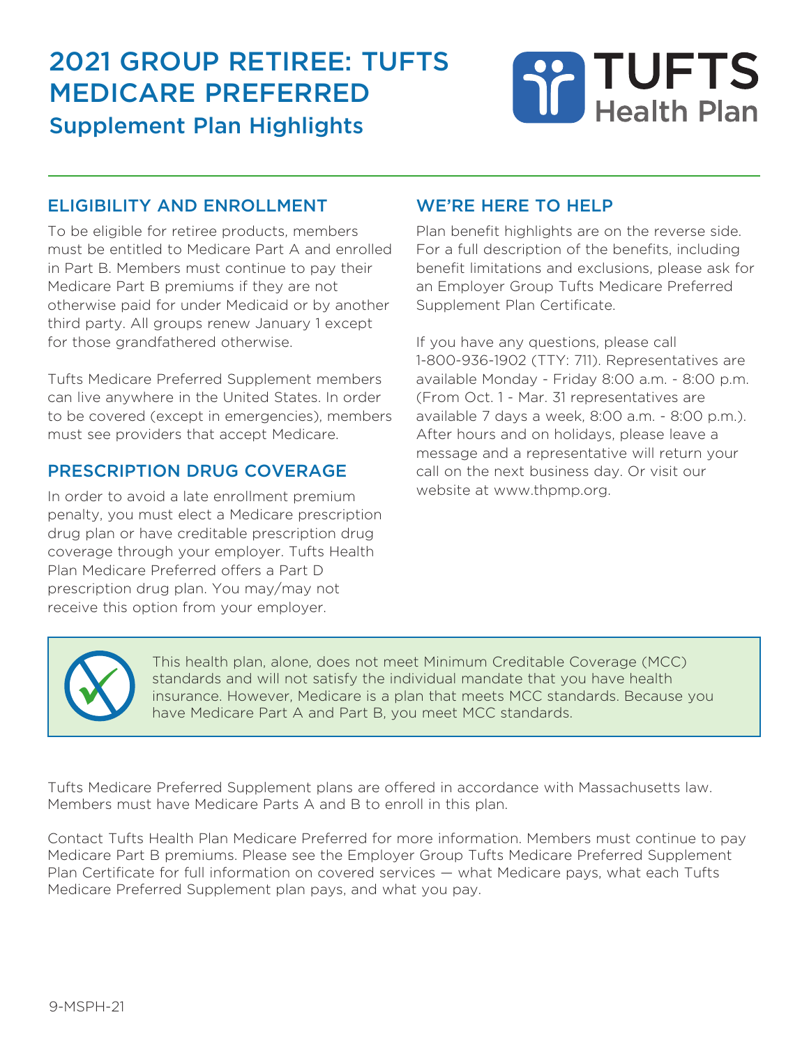# 2021 GROUP RETIREE: TUFTS MEDICARE PREFERRED

## Supplement Plan Highlights

TUFTS Health Plan

### ELIGIBILITY AND ENROLLMENT

To be eligible for retiree products, members must be entitled to Medicare Part A and enrolled in Part B. Members must continue to pay their Medicare Part B premiums if they are not otherwise paid for under Medicaid or by another third party. All groups renew January 1 except for those grandfathered otherwise.

Tufts Medicare Preferred Supplement members can live anywhere in the United States. In order to be covered (except in emergencies), members must see providers that accept Medicare.

### PRESCRIPTION DRUG COVERAGE

In order to avoid a late enrollment premium penalty, you must elect a Medicare prescription drug plan or have creditable prescription drug coverage through your employer. Tufts Health Plan Medicare Preferred offers a Part D prescription drug plan. You may/may not receive this option from your employer.

### WE'RE HERE TO HELP

Plan benefit highlights are on the reverse side. For a full description of the benefits, including benefit limitations and exclusions, please ask for an Employer Group Tufts Medicare Preferred Supplement Plan Certificate.

If you have any questions, please call 1-800-936-1902 (TTY: 711). Representatives are available Monday - Friday 8:00 a.m. - 8:00 p.m. (From Oct. 1 - Mar. 31 representatives are available 7 days a week, 8:00 a.m. - 8:00 p.m.). After hours and on holidays, please leave a message and a representative will return your call on the next business day. Or visit our website at www.thpmp.org.

This health plan, alone, does not meet Minimum Creditable Coverage (MCC) standards and will not satisfy the individual mandate that you have health insurance. However, Medicare is a plan that meets MCC standards. Because you have Medicare Part A and Part B, you meet MCC standards.

Tufts Medicare Preferred Supplement plans are offered in accordance with Massachusetts law. Members must have Medicare Parts A and B to enroll in this plan.

Contact Tufts Health Plan Medicare Preferred for more information. Members must continue to pay Medicare Part B premiums. Please see the Employer Group Tufts Medicare Preferred Supplement Plan Certificate for full information on covered services — what Medicare pays, what each Tufts Medicare Preferred Supplement plan pays, and what you pay.

9-MSPH-21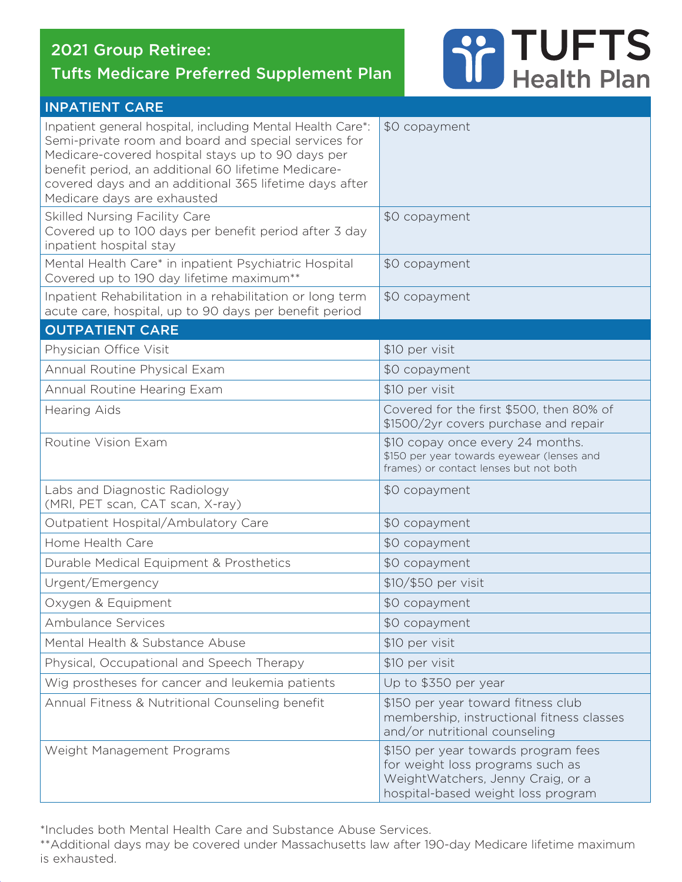# 2021 Group Retiree: Tufts Medicare Preferred Supplement Plan

TUFTS Health Plan

| INPATIENT CARE | |
|---|---|
| Inpatient general hospital, including Mental Health Care*: Semi-private room and board and special services for Medicare-covered hospital stays up to 90 days per benefit period, an additional 60 lifetime Medicare-covered days and an additional 365 lifetime days after Medicare days are exhausted | $0 copayment |
| Skilled Nursing Facility Care<br>Covered up to 100 days per benefit period after 3 day inpatient hospital stay | $0 copayment |
| Mental Health Care* in inpatient Psychiatric Hospital<br>Covered up to 190 day lifetime maximum** | $0 copayment |
| Inpatient Rehabilitation in a rehabilitation or long term acute care, hospital, up to 90 days per benefit period | $0 copayment |
| **OUTPATIENT CARE** | |
| Physician Office Visit | $10 per visit |
| Annual Routine Physical Exam | $0 copayment |
| Annual Routine Hearing Exam | $10 per visit |
| Hearing Aids | Covered for the first $500, then 80% of $1500/2yr covers purchase and repair |
| Routine Vision Exam | $10 copay once every 24 months.<br>$150 per year towards eyewear (lenses and frames) or contact lenses but not both |
| Labs and Diagnostic Radiology<br>(MRI, PET scan, CAT scan, X-ray) | $0 copayment |
| Outpatient Hospital/Ambulatory Care | $0 copayment |
| Home Health Care | $0 copayment |
| Durable Medical Equipment & Prosthetics | $0 copayment |
| Urgent/Emergency | $10/$50 per visit |
| Oxygen & Equipment | $0 copayment |
| Ambulance Services | $0 copayment |
| Mental Health & Substance Abuse | $10 per visit |
| Physical, Occupational and Speech Therapy | $10 per visit |
| Wig prostheses for cancer and leukemia patients | Up to $350 per year |
| Annual Fitness & Nutritional Counseling benefit | $150 per year toward fitness club membership, instructional fitness classes and/or nutritional counseling |
| Weight Management Programs | $150 per year towards program fees for weight loss programs such as WeightWatchers, Jenny Craig, or a hospital-based weight loss program |

*Includes both Mental Health Care and Substance Abuse Services.

**Additional days may be covered under Massachusetts law after 190-day Medicare lifetime maximum is exhausted.